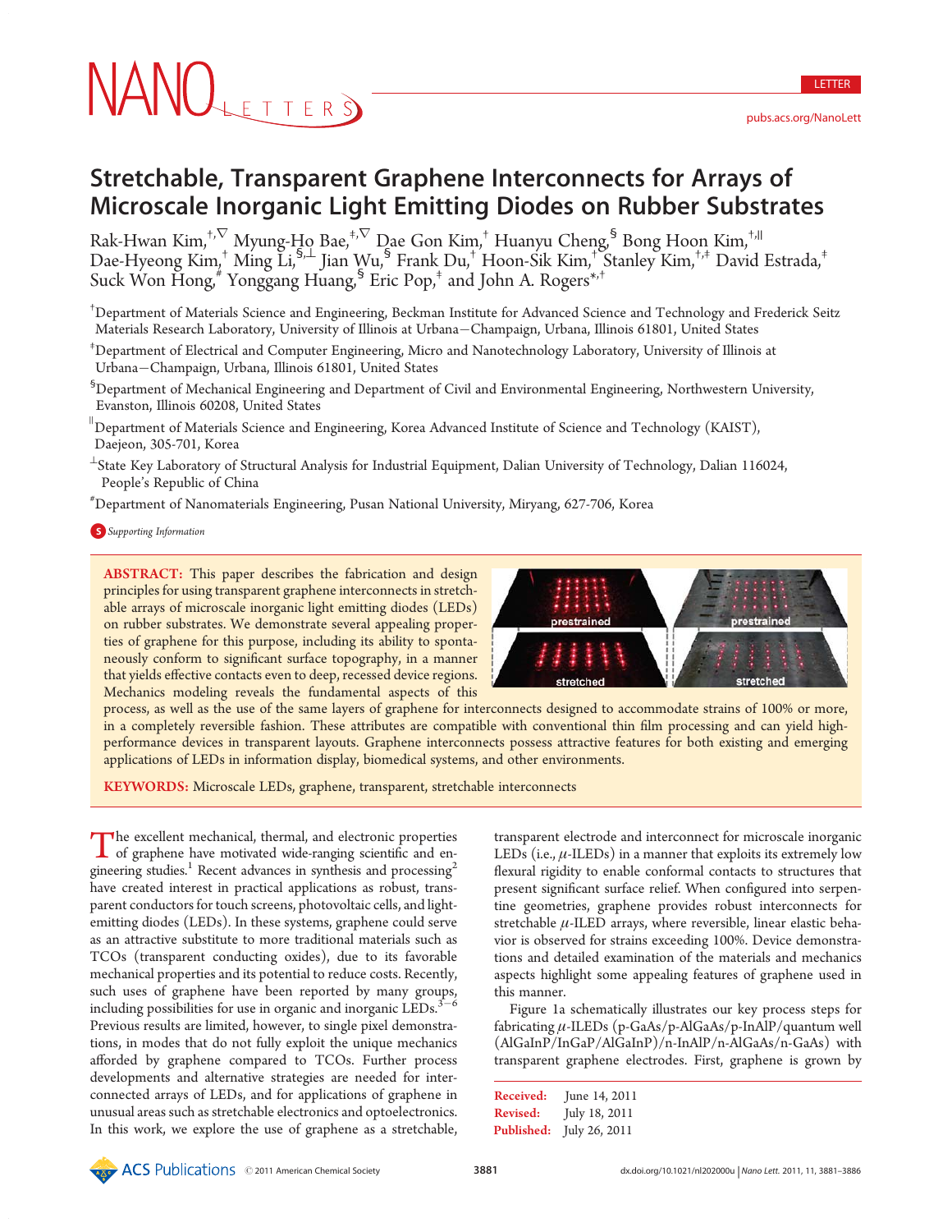# Stretchable, Transparent Graphene Interconnects for Arrays of Microscale Inorganic Light Emitting Diodes on Rubber Substrates

Rak-Hwan Kim,[†,∇] Myung-Ho Bae,[‡,∇] Dae Gon Kim,[†] Huanyu Cheng,[§] Bong Hoon Kim,[†,∥] Dae-Hyeong Kim,[†] Ming Li,[§,⊥] Jian Wu,[§] Frank Du,[†] Hoon-Sik Kim,[†] Stanley Kim,[†,‡] David Estrada,[‡] Suck Won Hong,[#] Yonggang Huang,[§] Eric Pop,[‡] and John A. Rogers[*,†]

[†]Department of Materials Science and Engineering, Beckman Institute for Advanced Science and Technology and Frederick Seitz Materials Research Laboratory, University of Illinois at Urbana−Champaign, Urbana, Illinois 61801, United States

[‡]Department of Electrical and Computer Engineering, Micro and Nanotechnology Laboratory, University of Illinois at Urbana−Champaign, Urbana, Illinois 61801, United States

[§]Department of Mechanical Engineering and Department of Civil and Environmental Engineering, Northwestern University, Evanston, Illinois 60208, United States

[∥]Department of Materials Science and Engineering, Korea Advanced Institute of Science and Technology (KAIST), Daejeon, 305-701, Korea

[⊥]State Key Laboratory of Structural Analysis for Industrial Equipment, Dalian University of Technology, Dalian 116024, People's Republic of China

[#]Department of Nanomaterials Engineering, Pusan National University, Miryang, 627-706, Korea

Supporting Information

**ABSTRACT:** This paper describes the fabrication and design principles for using transparent graphene interconnects in stretchable arrays of microscale inorganic light emitting diodes (LEDs) on rubber substrates. We demonstrate several appealing properties of graphene for this purpose, including its ability to spontaneously conform to significant surface topography, in a manner that yields effective contacts even to deep, recessed device regions. Mechanics modeling reveals the fundamental aspects of this process, as well as the use of the same layers of graphene for interconnects designed to accommodate strains of 100% or more, in a completely reversible fashion. These attributes are compatible with conventional thin film processing and can yield high-performance devices in transparent layouts. Graphene interconnects possess attractive features for both existing and emerging applications of LEDs in information display, biomedical systems, and other environments.

**KEYWORDS:** Microscale LEDs, graphene, transparent, stretchable interconnects

The excellent mechanical, thermal, and electronic properties of graphene have motivated wide-ranging scientific and engineering studies.[1] Recent advances in synthesis and processing[2] have created interest in practical applications as robust, transparent conductors for touch screens, photovoltaic cells, and light-emitting diodes (LEDs). In these systems, graphene could serve as an attractive substitute to more traditional materials such as TCOs (transparent conducting oxides), due to its favorable mechanical properties and its potential to reduce costs. Recently, such uses of graphene have been reported by many groups, including possibilities for use in organic and inorganic LEDs.[3−6] Previous results are limited, however, to single pixel demonstrations, in modes that do not fully exploit the unique mechanics afforded by graphene compared to TCOs. Further process developments and alternative strategies are needed for interconnected arrays of LEDs, and for applications of graphene in unusual areas such as stretchable electronics and optoelectronics. In this work, we explore the use of graphene as a stretchable, transparent electrode and interconnect for microscale inorganic LEDs (i.e., $\mu$-ILEDs) in a manner that exploits its extremely low flexural rigidity to enable conformal contacts to structures that present significant surface relief. When configured into serpentine geometries, graphene provides robust interconnects for stretchable $\mu$-ILED arrays, where reversible, linear elastic behavior is observed for strains exceeding 100%. Device demonstrations and detailed examination of the materials and mechanics aspects highlight some appealing features of graphene used in this manner.

Figure 1a schematically illustrates our key process steps for fabricating $\mu$-ILEDs (p-GaAs/p-AlGaAs/p-InAlP/quantum well (AlGaInP/InGaP/AlGaInP)/n-InAlP/n-AlGaAs/n-GaAs) with transparent graphene electrodes. First, graphene is grown by

Received: June 14, 2011
Revised: July 18, 2011
Published: July 26, 2011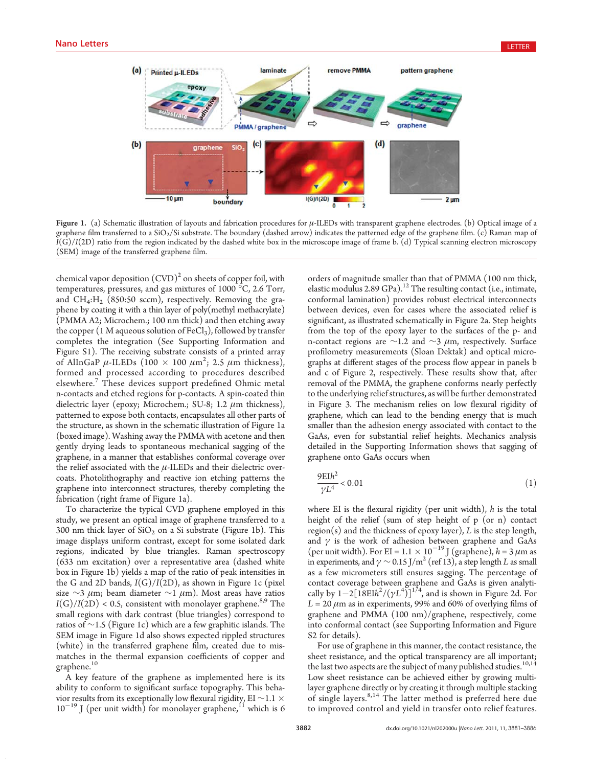Figure 1. (a) Schematic illustration of layouts and fabrication procedures for $\mu$-ILEDs with transparent graphene electrodes. (b) Optical image of a graphene film transferred to a $SiO_2$/Si substrate. The boundary (dashed arrow) indicates the patterned edge of the graphene film. (c) Raman map of $I(G)/I(2D)$ ratio from the region indicated by the dashed white box in the microscope image of frame b. (d) Typical scanning electron microscopy (SEM) image of the transferred graphene film.

chemical vapor deposition (CVD)[2] on sheets of copper foil, with temperatures, pressures, and gas mixtures of 1000 °C, 2.6 Torr, and $CH_4$:$H_2$ (850:50 sccm), respectively. Removing the graphene by coating it with a thin layer of poly(methyl methacrylate) (PMMA A2; Microchem.; 100 nm thick) and then etching away the copper (1 M aqueous solution of $FeCl_3$), followed by transfer completes the integration (See Supporting Information and Figure S1). The receiving substrate consists of a printed array of AlInGaP $\mu$-ILEDs (100 × 100 $\mu$m$^2$; 2.5 $\mu$m thickness), formed and processed according to procedures described elsewhere.[7] These devices support predefined Ohmic metal n-contacts and etched regions for p-contacts. A spin-coated thin dielectric layer (epoxy; Microchem.; SU-8; 1.2 $\mu$m thickness), patterned to expose both contacts, encapsulates all other parts of the structure, as shown in the schematic illustration of Figure 1a (boxed image). Washing away the PMMA with acetone and then gently drying leads to spontaneous mechanical sagging of the graphene, in a manner that establishes conformal coverage over the relief associated with the $\mu$-ILEDs and their dielectric overcoats. Photolithography and reactive ion etching patterns the graphene into interconnect structures, thereby completing the fabrication (right frame of Figure 1a).

To characterize the typical CVD graphene employed in this study, we present an optical image of graphene transferred to a 300 nm thick layer of $SiO_2$ on a Si substrate (Figure 1b). This image displays uniform contrast, except for some isolated dark regions, indicated by blue triangles. Raman spectroscopy (633 nm excitation) over a representative area (dashed white box in Figure 1b) yields a map of the ratio of peak intensities in the G and 2D bands, $I(G)/I(2D)$, as shown in Figure 1c (pixel size ~3 $\mu$m; beam diameter ~1 $\mu$m). Most areas have ratios $I(G)/I(2D) < 0.5$, consistent with monolayer graphene.[8,9] The small regions with dark contrast (blue triangles) correspond to ratios of ~1.5 (Figure 1c) which are a few graphitic islands. The SEM image in Figure 1d also shows expected rippled structures (white) in the transferred graphene film, created due to mismatches in the thermal expansion coefficients of copper and graphene.[10]

A key feature of the graphene as implemented here is its ability to conform to significant surface topography. This behavior results from its exceptionally low flexural rigidity, EI ~1.1 × $10^{-19}$ J (per unit width) for monolayer graphene,[11] which is 6 orders of magnitude smaller than that of PMMA (100 nm thick, elastic modulus 2.89 GPa).[12] The resulting contact (i.e., intimate, conformal lamination) provides robust electrical interconnects between devices, even for cases where the associated relief is significant, as illustrated schematically in Figure 2a. Step heights from the top of the epoxy layer to the surfaces of the p- and n-contact regions are ~1.2 and ~3 $\mu$m, respectively. Surface profilometry measurements (Sloan Dektak) and optical micrographs at different stages of the process flow appear in panels b and c of Figure 2, respectively. These results show that, after removal of the PMMA, the graphene conforms nearly perfectly to the underlying relief structures, as will be further demonstrated in Figure 3. The mechanism relies on low flexural rigidity of graphene, which can lead to the bending energy that is much smaller than the adhesion energy associated with contact to the GaAs, even for substantial relief heights. Mechanics analysis detailed in the Supporting Information shows that sagging of graphene onto GaAs occurs when

$$\frac{9EIh^2}{\gamma L^4} < 0.01 \tag{1}$$

where EI is the flexural rigidity (per unit width), $h$ is the total height of the relief (sum of step height of p (or n) contact region(s) and the thickness of epoxy layer), $L$ is the step length, and $\gamma$ is the work of adhesion between graphene and GaAs (per unit width). For EI = 1.1 × $10^{-19}$ J (graphene), $h = 3$ $\mu$m as in experiments, and $\gamma$ ~ 0.15 J/m$^2$ (ref 13), a step length $L$ as small as a few micrometers still ensures sagging. The percentage of contact coverage between graphene and GaAs is given analytically by $1-2[18EIh^2/(\gamma L^4)]^{1/4}$, and is shown in Figure 2d. For $L = 20$ $\mu$m as in experiments, 99% and 60% of overlying films of graphene and PMMA (100 nm)/graphene, respectively, come into conformal contact (see Supporting Information and Figure S2 for details).

For use of graphene in this manner, the contact resistance, the sheet resistance, and the optical transparency are all important; the last two aspects are the subject of many published studies.[10,14] Low sheet resistance can be achieved either by growing multilayer graphene directly or by creating it through multiple stacking of single layers.[8,14] The latter method is preferred here due to improved control and yield in transfer onto relief features.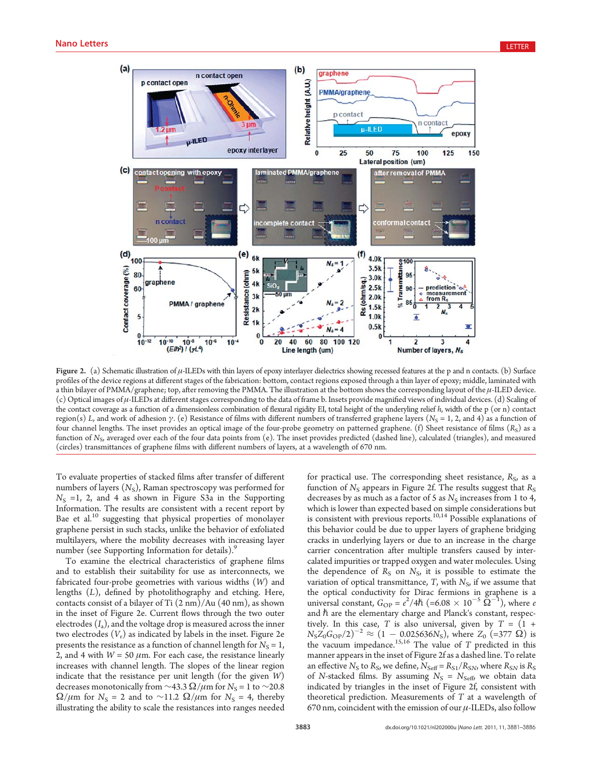**Figure 2.** (a) Schematic illustration of $\mu$-ILEDs with thin layers of epoxy interlayer dielectrics showing recessed features at the p and n contacts. (b) Surface profiles of the device regions at different stages of the fabrication: bottom, contact regions exposed through a thin layer of epoxy; middle, laminated with a thin bilayer of PMMA/graphene; top, after removing the PMMA. The illustration at the bottom shows the corresponding layout of the $\mu$-ILED device. (c) Optical images of $\mu$-ILEDs at different stages corresponding to the data of frame b. Insets provide magnified views of individual devices. (d) Scaling of the contact coverage as a function of a dimensionless combination of flexural rigidity EI, total height of the underlying relief $h$, width of the p (or n) contact region(s) $L$, and work of adhesion $\gamma$. (e) Resistance of films with different numbers of transferred graphene layers ($N_S$ = 1, 2, and 4) as a function of four channel lengths. The inset provides an optical image of the four-probe geometry on patterned graphene. (f) Sheet resistance of films ($R_S$) as a function of $N_S$, averaged over each of the four data points from (e). The inset provides predicted (dashed line), calculated (triangles), and measured (circles) transmittances of graphene films with different numbers of layers, at a wavelength of 670 nm.

To evaluate properties of stacked films after transfer of different numbers of layers ($N_S$), Raman spectroscopy was performed for $N_S$ =1, 2, and 4 as shown in Figure S3a in the Supporting Information. The results are consistent with a recent report by Bae et al.[10] suggesting that physical properties of monolayer graphene persist in such stacks, unlike the behavior of exfoliated multilayers, where the mobility decreases with increasing layer number (see Supporting Information for details).[9]

To examine the electrical characteristics of graphene films and to establish their suitability for use as interconnects, we fabricated four-probe geometries with various widths ($W$) and lengths ($L$), defined by photolithography and etching. Here, contacts consist of a bilayer of Ti (2 nm)/Au (40 nm), as shown in the inset of Figure 2e. Current flows through the two outer electrodes ($I_a$), and the voltage drop is measured across the inner two electrodes ($V_r$) as indicated by labels in the inset. Figure 2e presents the resistance as a function of channel length for $N_S$ = 1, 2, and 4 with $W$ = 50 $\mu$m. For each case, the resistance linearly increases with channel length. The slopes of the linear region indicate that the resistance per unit length (for the given $W$) decreases monotonically from ~43.3 $\Omega/\mu$m for $N_S$ = 1 to ~20.8 $\Omega/\mu$m for $N_S$ = 2 and to ~11.2 $\Omega/\mu$m for $N_S$ = 4, thereby illustrating the ability to scale the resistances into ranges needed for practical use. The corresponding sheet resistance, $R_S$, as a function of $N_S$ appears in Figure 2f. The results suggest that $R_S$ decreases by as much as a factor of 5 as $N_S$ increases from 1 to 4, which is lower than expected based on simple considerations but is consistent with previous reports.[10,14] Possible explanations of this behavior could be due to upper layers of graphene bridging cracks in underlying layers or due to an increase in the charge carrier concentration after multiple transfers caused by intercalated impurities or trapped oxygen and water molecules. Using the dependence of $R_S$ on $N_S$, it is possible to estimate the variation of optical transmittance, $T$, with $N_S$, if we assume that the optical conductivity for Dirac fermions in graphene is a universal constant, $G_{OP} = e^2/4\hbar$ ($=6.08 \times 10^{-5}\ \Omega^{-1}$), where $e$ and $\hbar$ are the elementary charge and Planck's constant, respectively. In this case, $T$ is also universal, given by $T = (1 + N_S Z_0 G_{OP}/2)^{-2} \approx (1 - 0.025636 N_S)$, where $Z_0$ (=377 $\Omega$) is the vacuum impedance.[15,16] The value of $T$ predicted in this manner appears in the inset of Figure 2f as a dashed line. To relate an effective $N_S$ to $R_S$, we define, $N_{Seff} = R_{S1}/R_{SN}$, where $R_{SN}$ is $R_S$ of $N$-stacked films. By assuming $N_S = N_{Seff}$, we obtain data indicated by triangles in the inset of Figure 2f, consistent with theoretical prediction. Measurements of $T$ at a wavelength of 670 nm, coincident with the emission of our $\mu$-ILEDs, also follow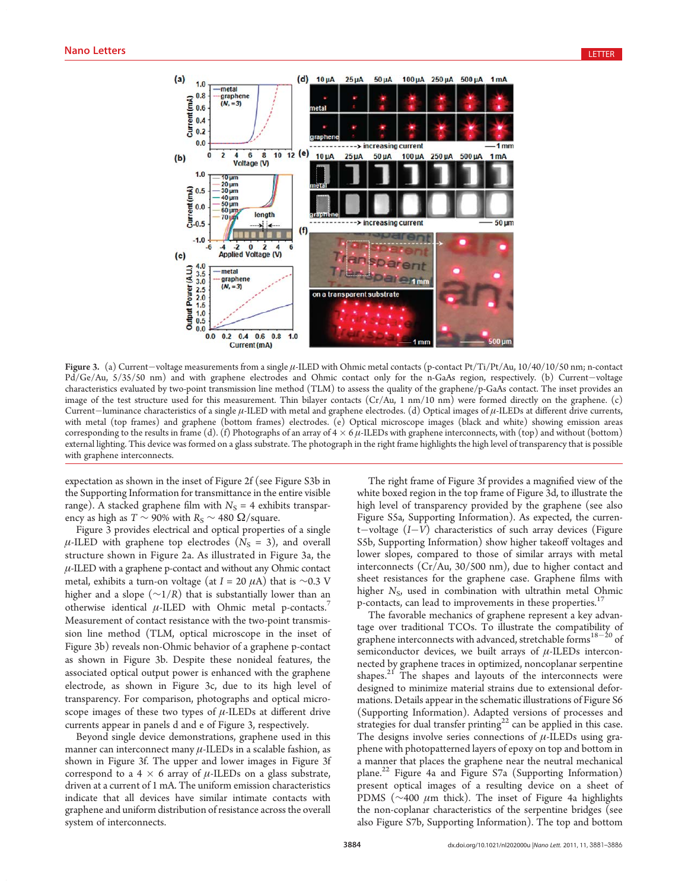Figure 3. (a) Current−voltage measurements from a single $\mu$-ILED with Ohmic metal contacts (p-contact Pt/Ti/Pt/Au, 10/40/10/50 nm; n-contact Pd/Ge/Au, 5/35/50 nm) and with graphene electrodes and Ohmic contact only for the n-GaAs region, respectively. (b) Current−voltage characteristics evaluated by two-point transmission line method (TLM) to assess the quality of the graphene/p-GaAs contact. The inset provides an image of the test structure used for this measurement. Thin bilayer contacts (Cr/Au, 1 nm/10 nm) were formed directly on the graphene. (c) Current−luminance characteristics of a single $\mu$-ILED with metal and graphene electrodes. (d) Optical images of $\mu$-ILEDs at different drive currents, with metal (top frames) and graphene (bottom frames) electrodes. (e) Optical microscope images (black and white) showing emission areas corresponding to the results in frame (d). (f) Photographs of an array of 4 × 6 $\mu$-ILEDs with graphene interconnects, with (top) and without (bottom) external lighting. This device was formed on a glass substrate. The photograph in the right frame highlights the high level of transparency that is possible with graphene interconnects.

expectation as shown in the inset of Figure 2f (see Figure S3b in the Supporting Information for transmittance in the entire visible range). A stacked graphene film with $N_S$ = 4 exhibits transparency as high as $T$ ∼ 90% with $R_S$ ∼ 480 Ω/square.

Figure 3 provides electrical and optical properties of a single $\mu$-ILED with graphene top electrodes ($N_S$ = 3), and overall structure shown in Figure 2a. As illustrated in Figure 3a, the $\mu$-ILED with a graphene p-contact and without any Ohmic contact metal, exhibits a turn-on voltage (at $I$ = 20 $\mu$A) that is ∼0.3 V higher and a slope (∼1/$R$) that is substantially lower than an otherwise identical $\mu$-ILED with Ohmic metal p-contacts.[7] Measurement of contact resistance with the two-point transmission line method (TLM, optical microscope in the inset of Figure 3b) reveals non-Ohmic behavior of a graphene p-contact as shown in Figure 3b. Despite these nonideal features, the associated optical output power is enhanced with the graphene electrode, as shown in Figure 3c, due to its high level of transparency. For comparison, photographs and optical microscope images of these two types of $\mu$-ILEDs at different drive currents appear in panels d and e of Figure 3, respectively.

Beyond single device demonstrations, graphene used in this manner can interconnect many $\mu$-ILEDs in a scalable fashion, as shown in Figure 3f. The upper and lower images in Figure 3f correspond to a 4 × 6 array of $\mu$-ILEDs on a glass substrate, driven at a current of 1 mA. The uniform emission characteristics indicate that all devices have similar intimate contacts with graphene and uniform distribution of resistance across the overall system of interconnects.

The right frame of Figure 3f provides a magnified view of the white boxed region in the top frame of Figure 3d, to illustrate the high level of transparency provided by the graphene (see also Figure S5a, Supporting Information). As expected, the current−voltage ($I$−$V$) characteristics of such array devices (Figure S5b, Supporting Information) show higher takeoff voltages and lower slopes, compared to those of similar arrays with metal interconnects (Cr/Au, 30/500 nm), due to higher contact and sheet resistances for the graphene case. Graphene films with higher $N_S$, used in combination with ultrathin metal Ohmic p-contacts, can lead to improvements in these properties.[17]

The favorable mechanics of graphene represent a key advantage over traditional TCOs. To illustrate the compatibility of graphene interconnects with advanced, stretchable forms[18−20] of semiconductor devices, we built arrays of $\mu$-ILEDs interconnected by graphene traces in optimized, noncoplanar serpentine shapes.[21] The shapes and layouts of the interconnects were designed to minimize material strains due to extensional deformations. Details appear in the schematic illustrations of Figure S6 (Supporting Information). Adapted versions of processes and strategies for dual transfer printing[22] can be applied in this case. The designs involve series connections of $\mu$-ILEDs using graphene with photopatterned layers of epoxy on top and bottom in a manner that places the graphene near the neutral mechanical plane.[22] Figure 4a and Figure S7a (Supporting Information) present optical images of a resulting device on a sheet of PDMS (∼400 $\mu$m thick). The inset of Figure 4a highlights the non-coplanar characteristics of the serpentine bridges (see also Figure S7b, Supporting Information). The top and bottom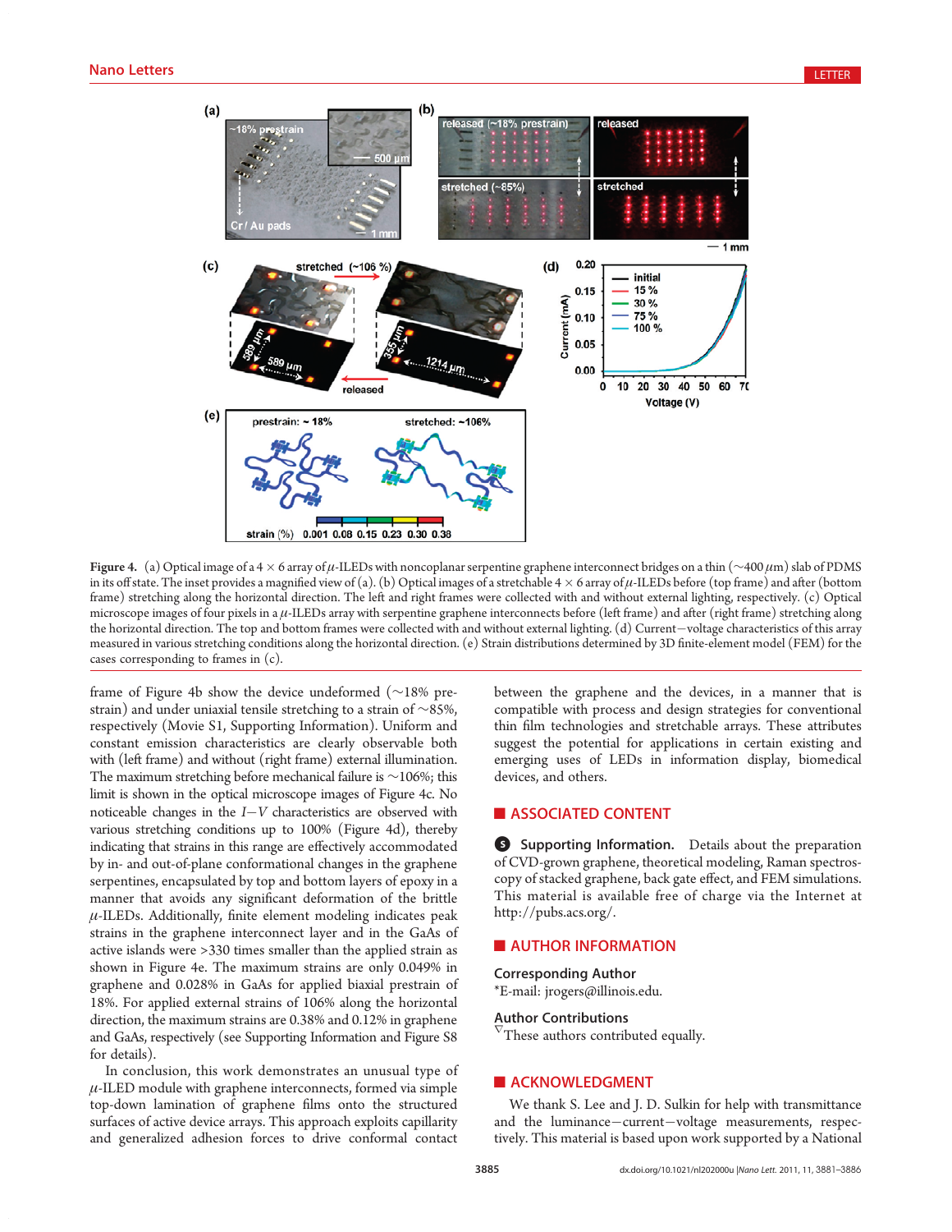**Figure 4.** (a) Optical image of a 4 × 6 array of μ-ILEDs with noncoplanar serpentine graphene interconnect bridges on a thin (~400 μm) slab of PDMS in its off state. The inset provides a magnified view of (a). (b) Optical images of a stretchable 4 × 6 array of μ-ILEDs before (top frame) and after (bottom frame) stretching along the horizontal direction. The left and right frames were collected with and without external lighting, respectively. (c) Optical microscope images of four pixels in a μ-ILEDs array with serpentine graphene interconnects before (left frame) and after (right frame) stretching along the horizontal direction. The top and bottom frames were collected with and without external lighting. (d) Current−voltage characteristics of this array measured in various stretching conditions along the horizontal direction. (e) Strain distributions determined by 3D finite-element model (FEM) for the cases corresponding to frames in (c).

frame of Figure 4b show the device undeformed (~18% prestrain) and under uniaxial tensile stretching to a strain of ~85%, respectively (Movie S1, Supporting Information). Uniform and constant emission characteristics are clearly observable both with (left frame) and without (right frame) external illumination. The maximum stretching before mechanical failure is ~106%; this limit is shown in the optical microscope images of Figure 4c. No noticeable changes in the $I-V$ characteristics are observed with various stretching conditions up to 100% (Figure 4d), thereby indicating that strains in this range are effectively accommodated by in- and out-of-plane conformational changes in the graphene serpentines, encapsulated by top and bottom layers of epoxy in a manner that avoids any significant deformation of the brittle μ-ILEDs. Additionally, finite element modeling indicates peak strains in the graphene interconnect layer and in the GaAs of active islands were >330 times smaller than the applied strain as shown in Figure 4e. The maximum strains are only 0.049% in graphene and 0.028% in GaAs for applied biaxial prestrain of 18%. For applied external strains of 106% along the horizontal direction, the maximum strains are 0.38% and 0.12% in graphene and GaAs, respectively (see Supporting Information and Figure S8 for details).

In conclusion, this work demonstrates an unusual type of μ-ILED module with graphene interconnects, formed via simple top-down lamination of graphene films onto the structured surfaces of active device arrays. This approach exploits capillarity and generalized adhesion forces to drive conformal contact between the graphene and the devices, in a manner that is compatible with process and design strategies for conventional thin film technologies and stretchable arrays. These attributes suggest the potential for applications in certain existing and emerging uses of LEDs in information display, biomedical devices, and others.

## ■ ASSOCIATED CONTENT

**Supporting Information.** Details about the preparation of CVD-grown graphene, theoretical modeling, Raman spectroscopy of stacked graphene, back gate effect, and FEM simulations. This material is available free of charge via the Internet at http://pubs.acs.org/.

## ■ AUTHOR INFORMATION

### Corresponding Author

*E-mail: jrogers@illinois.edu.

### Author Contributions

[▽]These authors contributed equally.

## ■ ACKNOWLEDGMENT

We thank S. Lee and J. D. Sulkin for help with transmittance and the luminance−current−voltage measurements, respectively. This material is based upon work supported by a National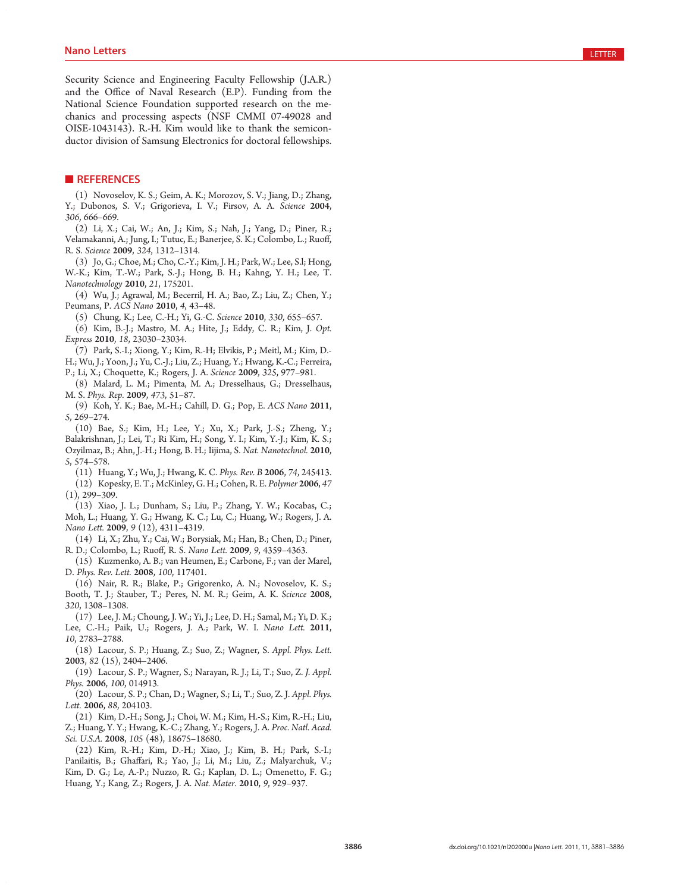Security Science and Engineering Faculty Fellowship (J.A.R.) and the Office of Naval Research (E.P). Funding from the National Science Foundation supported research on the mechanics and processing aspects (NSF CMMI 07-49028 and OISE-1043143). R.-H. Kim would like to thank the semiconductor division of Samsung Electronics for doctoral fellowships.

## REFERENCES

(1) Novoselov, K. S.; Geim, A. K.; Morozov, S. V.; Jiang, D.; Zhang, Y.; Dubonos, S. V.; Grigorieva, I. V.; Firsov, A. A. *Science* **2004**, *306*, 666–669.

(2) Li, X.; Cai, W.; An, J.; Kim, S.; Nah, J.; Yang, D.; Piner, R.; Velamakanni, A.; Jung, I.; Tutuc, E.; Banerjee, S. K.; Colombo, L.; Ruoff, R. S. *Science* **2009**, *324*, 1312–1314.

(3) Jo, G.; Choe, M.; Cho, C.-Y.; Kim, J. H.; Park, W.; Lee, S.l; Hong, W.-K.; Kim, T.-W.; Park, S.-J.; Hong, B. H.; Kahng, Y. H.; Lee, T. *Nanotechnology* **2010**, *21*, 175201.

(4) Wu, J.; Agrawal, M.; Becerril, H. A.; Bao, Z.; Liu, Z.; Chen, Y.; Peumans, P. *ACS Nano* **2010**, *4*, 43–48.

(5) Chung, K.; Lee, C.-H.; Yi, G.-C. *Science* **2010**, *330*, 655–657.

(6) Kim, B.-J.; Mastro, M. A.; Hite, J.; Eddy, C. R.; Kim, J. *Opt. Express* **2010**, *18*, 23030–23034.

(7) Park, S.-I.; Xiong, Y.; Kim, R.-H; Elvikis, P.; Meitl, M.; Kim, D.-H.; Wu, J.; Yoon, J.; Yu, C.-J.; Liu, Z.; Huang, Y.; Hwang, K.-C.; Ferreira, P.; Li, X.; Choquette, K.; Rogers, J. A. *Science* **2009**, *325*, 977–981.

(8) Malard, L. M.; Pimenta, M. A.; Dresselhaus, G.; Dresselhaus, M. S. *Phys. Rep.* **2009**, *473*, 51–87.

(9) Koh, Y. K.; Bae, M.-H.; Cahill, D. G.; Pop, E. *ACS Nano* **2011**, *5*, 269–274.

(10) Bae, S.; Kim, H.; Lee, Y.; Xu, X.; Park, J.-S.; Zheng, Y.; Balakrishnan, J.; Lei, T.; Ri Kim, H.; Song, Y. I.; Kim, Y.-J.; Kim, K. S.; Ozyilmaz, B.; Ahn, J.-H.; Hong, B. H.; Iijima, S. *Nat. Nanotechnol.* **2010**, *5*, 574–578.

(11) Huang, Y.; Wu, J.; Hwang, K. C. *Phys. Rev. B* **2006**, *74*, 245413.

(12) Kopesky, E. T.; McKinley, G. H.; Cohen, R. E. *Polymer* **2006**, *47* (1), 299–309.

(13) Xiao, J. L.; Dunham, S.; Liu, P.; Zhang, Y. W.; Kocabas, C.; Moh, L.; Huang, Y. G.; Hwang, K. C.; Lu, C.; Huang, W.; Rogers, J. A. *Nano Lett.* **2009**, *9* (12), 4311–4319.

(14) Li, X.; Zhu, Y.; Cai, W.; Borysiak, M.; Han, B.; Chen, D.; Piner, R. D.; Colombo, L.; Ruoff, R. S. *Nano Lett.* **2009**, *9*, 4359–4363.

(15) Kuzmenko, A. B.; van Heumen, E.; Carbone, F.; van der Marel, D. *Phys. Rev. Lett.* **2008**, *100*, 117401.

(16) Nair, R. R.; Blake, P.; Grigorenko, A. N.; Novoselov, K. S.; Booth, T. J.; Stauber, T.; Peres, N. M. R.; Geim, A. K. *Science* **2008**, *320*, 1308–1308.

(17) Lee, J. M.; Choung, J. W.; Yi, J.; Lee, D. H.; Samal, M.; Yi, D. K.; Lee, C.-H.; Paik, U.; Rogers, J. A.; Park, W. I. *Nano Lett.* **2011**, *10*, 2783–2788.

(18) Lacour, S. P.; Huang, Z.; Suo, Z.; Wagner, S. *Appl. Phys. Lett.* **2003**, *82* (15), 2404–2406.

(19) Lacour, S. P.; Wagner, S.; Narayan, R. J.; Li, T.; Suo, Z. *J. Appl. Phys.* **2006**, *100*, 014913.

(20) Lacour, S. P.; Chan, D.; Wagner, S.; Li, T.; Suo, Z. J. *Appl. Phys. Lett.* **2006**, *88*, 204103.

(21) Kim, D.-H.; Song, J.; Choi, W. M.; Kim, H.-S.; Kim, R.-H.; Liu, Z.; Huang, Y. Y.; Hwang, K.-C.; Zhang, Y.; Rogers, J. A. *Proc. Natl. Acad. Sci. U.S.A.* **2008**, *105* (48), 18675–18680.

(22) Kim, R.-H.; Kim, D.-H.; Xiao, J.; Kim, B. H.; Park, S.-I.; Panilaitis, B.; Ghaffari, R.; Yao, J.; Li, M.; Liu, Z.; Malyarchuk, V.; Kim, D. G.; Le, A.-P.; Nuzzo, R. G.; Kaplan, D. L.; Omenetto, F. G.; Huang, Y.; Kang, Z.; Rogers, J. A. *Nat. Mater.* **2010**, *9*, 929–937.